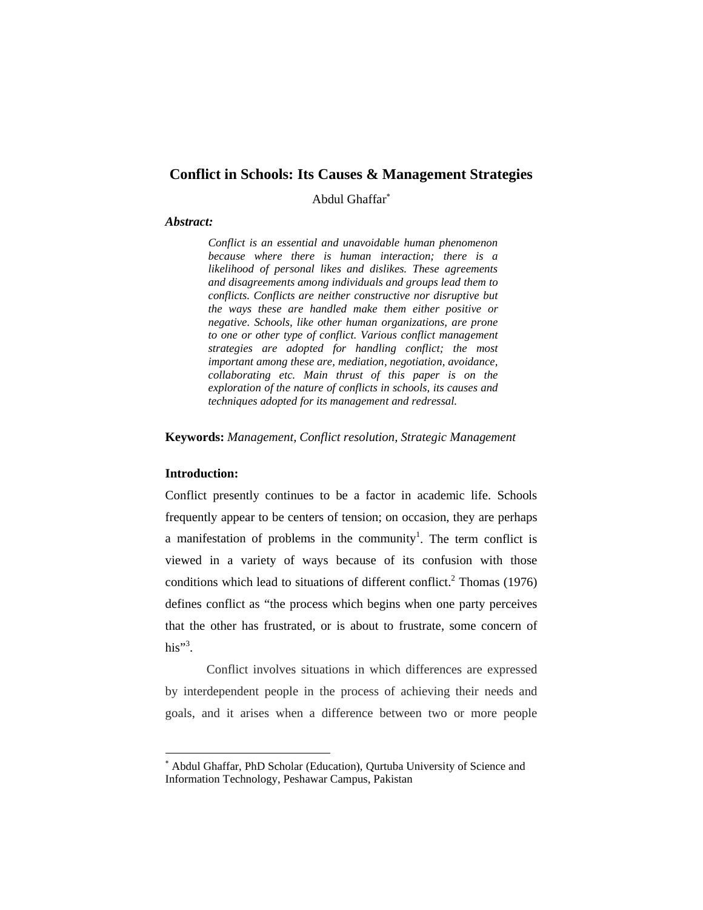# Conflict in Schools: Its Causes & Management Strategies

Abdul Ghaffar[*]

***Abstract:***

> *Conflict is an essential and unavoidable human phenomenon because where there is human interaction; there is a likelihood of personal likes and dislikes. These agreements and disagreements among individuals and groups lead them to conflicts. Conflicts are neither constructive nor disruptive but the ways these are handled make them either positive or negative. Schools, like other human organizations, are prone to one or other type of conflict. Various conflict management strategies are adopted for handling conflict; the most important among these are, mediation, negotiation, avoidance, collaborating etc. Main thrust of this paper is on the exploration of the nature of conflicts in schools, its causes and techniques adopted for its management and redressal.*

**Keywords:** *Management, Conflict resolution, Strategic Management*

**Introduction:**

Conflict presently continues to be a factor in academic life. Schools frequently appear to be centers of tension; on occasion, they are perhaps a manifestation of problems in the community[1]. The term conflict is viewed in a variety of ways because of its confusion with those conditions which lead to situations of different conflict.[2] Thomas (1976) defines conflict as "the process which begins when one party perceives that the other has frustrated, or is about to frustrate, some concern of his"[3].

Conflict involves situations in which differences are expressed by interdependent people in the process of achieving their needs and goals, and it arises when a difference between two or more people

---

[*] Abdul Ghaffar, PhD Scholar (Education), Qurtuba University of Science and Information Technology, Peshawar Campus, Pakistan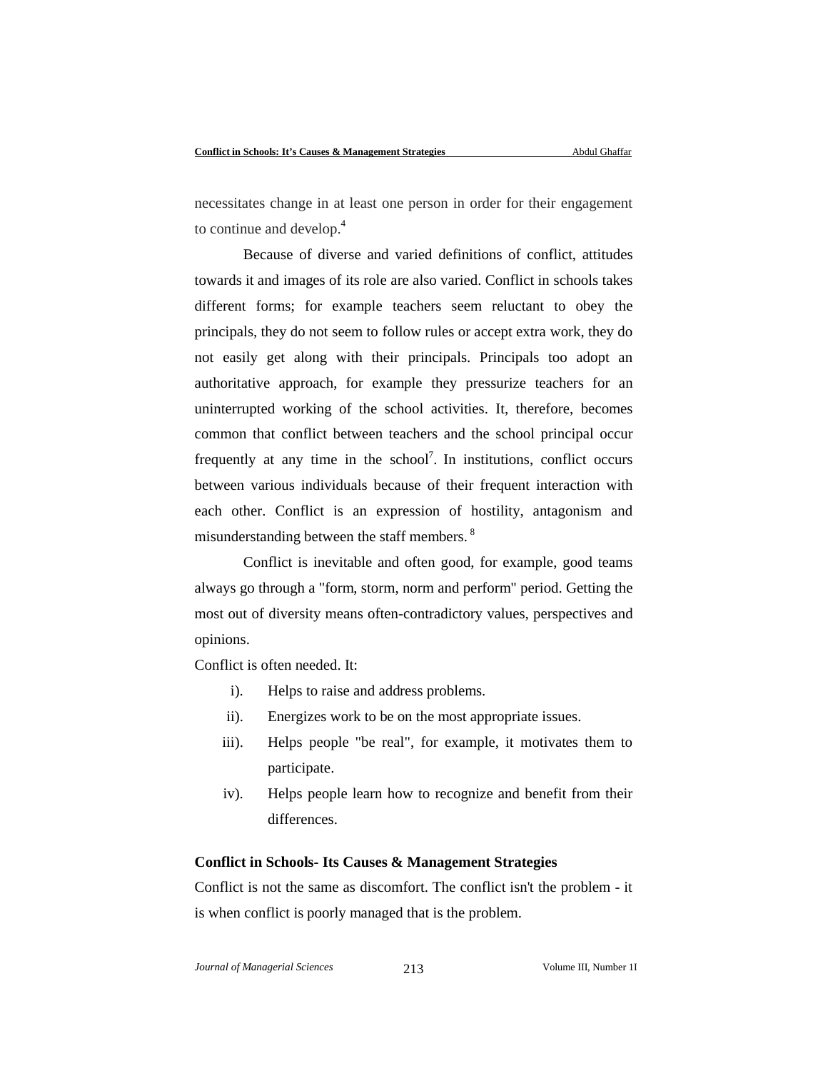necessitates change in at least one person in order for their engagement to continue and develop.[4]

Because of diverse and varied definitions of conflict, attitudes towards it and images of its role are also varied. Conflict in schools takes different forms; for example teachers seem reluctant to obey the principals, they do not seem to follow rules or accept extra work, they do not easily get along with their principals. Principals too adopt an authoritative approach, for example they pressurize teachers for an uninterrupted working of the school activities. It, therefore, becomes common that conflict between teachers and the school principal occur frequently at any time in the school[7]. In institutions, conflict occurs between various individuals because of their frequent interaction with each other. Conflict is an expression of hostility, antagonism and misunderstanding between the staff members. [8]

Conflict is inevitable and often good, for example, good teams always go through a "form, storm, norm and perform" period. Getting the most out of diversity means often-contradictory values, perspectives and opinions.

Conflict is often needed. It:

i). Helps to raise and address problems.

ii). Energizes work to be on the most appropriate issues.

iii). Helps people "be real", for example, it motivates them to participate.

iv). Helps people learn how to recognize and benefit from their differences.

**Conflict in Schools- Its Causes & Management Strategies**

Conflict is not the same as discomfort. The conflict isn't the problem - it is when conflict is poorly managed that is the problem.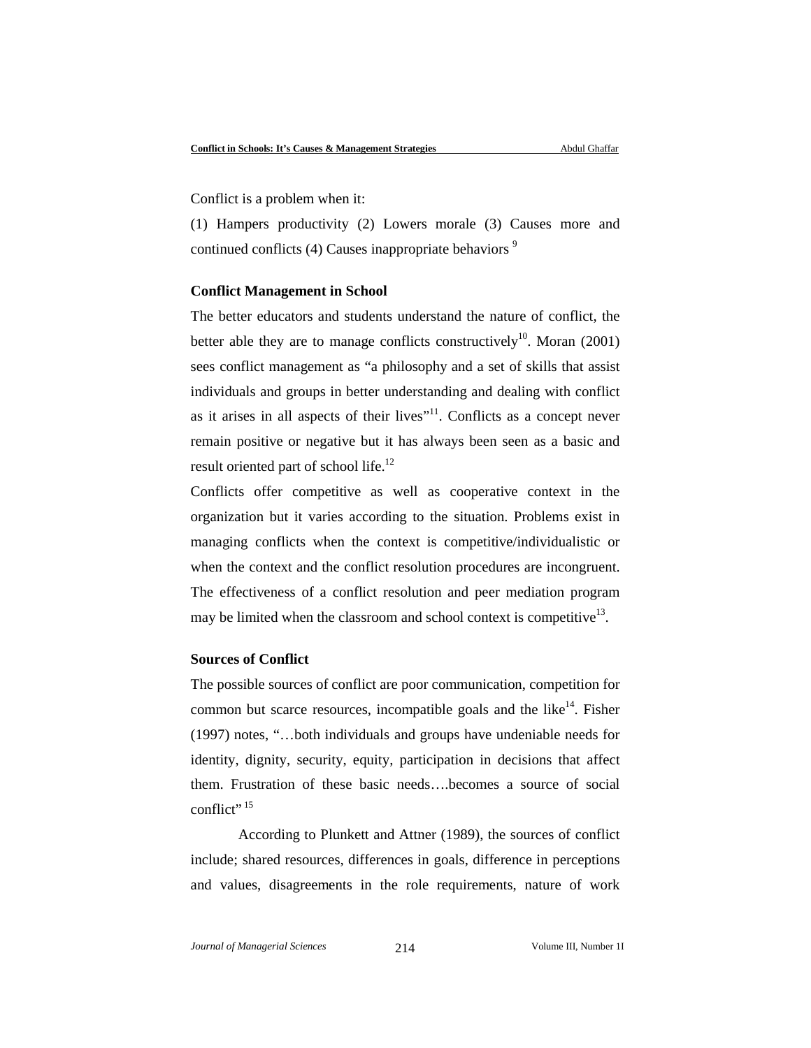Conflict is a problem when it:

(1) Hampers productivity (2) Lowers morale (3) Causes more and continued conflicts (4) Causes inappropriate behaviors [9]

**Conflict Management in School**

The better educators and students understand the nature of conflict, the better able they are to manage conflicts constructively[10]. Moran (2001) sees conflict management as "a philosophy and a set of skills that assist individuals and groups in better understanding and dealing with conflict as it arises in all aspects of their lives"[11]. Conflicts as a concept never remain positive or negative but it has always been seen as a basic and result oriented part of school life.[12]

Conflicts offer competitive as well as cooperative context in the organization but it varies according to the situation. Problems exist in managing conflicts when the context is competitive/individualistic or when the context and the conflict resolution procedures are incongruent. The effectiveness of a conflict resolution and peer mediation program may be limited when the classroom and school context is competitive[13].

**Sources of Conflict**

The possible sources of conflict are poor communication, competition for common but scarce resources, incompatible goals and the like[14]. Fisher (1997) notes, "…both individuals and groups have undeniable needs for identity, dignity, security, equity, participation in decisions that affect them. Frustration of these basic needs….becomes a source of social conflict" [15]

According to Plunkett and Attner (1989), the sources of conflict include; shared resources, differences in goals, difference in perceptions and values, disagreements in the role requirements, nature of work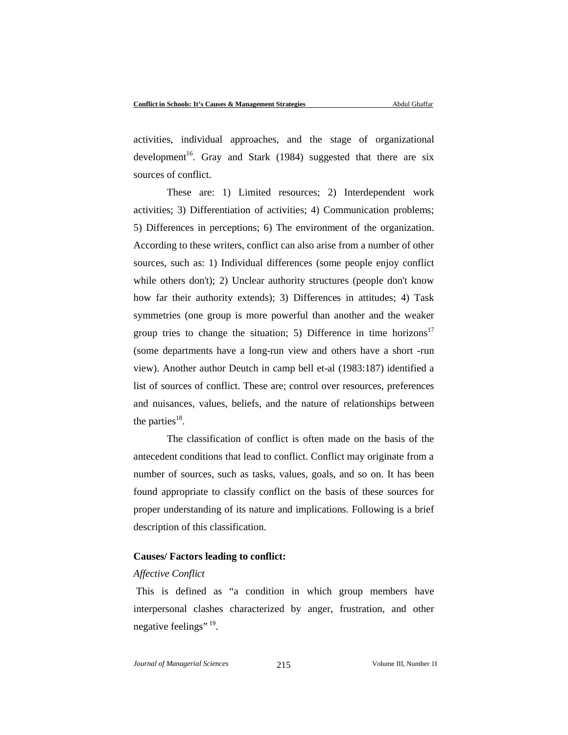activities, individual approaches, and the stage of organizational development[16]. Gray and Stark (1984) suggested that there are six sources of conflict.

These are: 1) Limited resources; 2) Interdependent work activities; 3) Differentiation of activities; 4) Communication problems; 5) Differences in perceptions; 6) The environment of the organization. According to these writers, conflict can also arise from a number of other sources, such as: 1) Individual differences (some people enjoy conflict while others don't); 2) Unclear authority structures (people don't know how far their authority extends); 3) Differences in attitudes; 4) Task symmetries (one group is more powerful than another and the weaker group tries to change the situation; 5) Difference in time horizons[17] (some departments have a long-run view and others have a short -run view). Another author Deutch in camp bell et-al (1983:187) identified a list of sources of conflict. These are; control over resources, preferences and nuisances, values, beliefs, and the nature of relationships between the parties[18].

The classification of conflict is often made on the basis of the antecedent conditions that lead to conflict. Conflict may originate from a number of sources, such as tasks, values, goals, and so on. It has been found appropriate to classify conflict on the basis of these sources for proper understanding of its nature and implications. Following is a brief description of this classification.

**Causes/ Factors leading to conflict:**

*Affective Conflict*

This is defined as "a condition in which group members have interpersonal clashes characterized by anger, frustration, and other negative feelings" [19].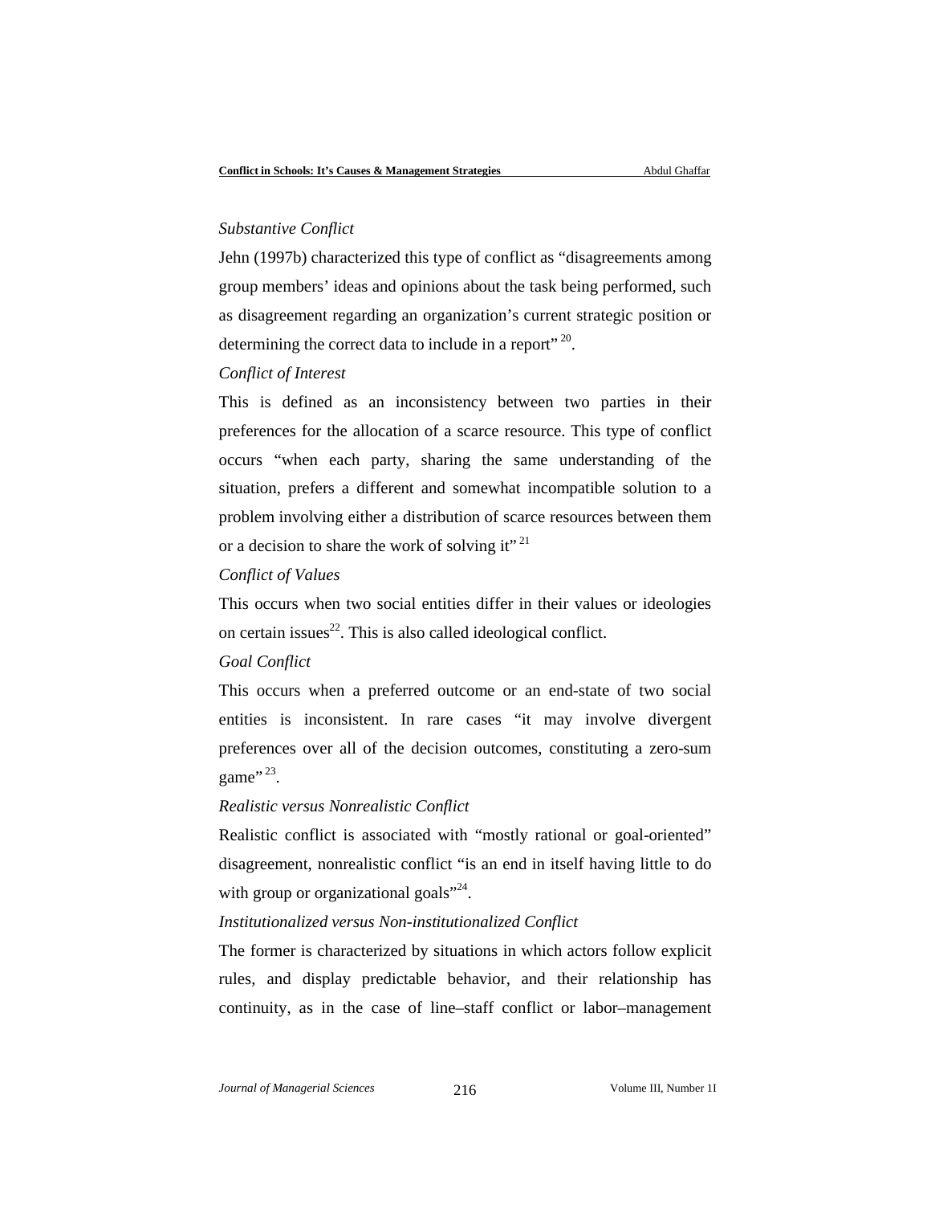*Substantive Conflict*

Jehn (1997b) characterized this type of conflict as "disagreements among group members' ideas and opinions about the task being performed, such as disagreement regarding an organization's current strategic position or determining the correct data to include in a report" [20].

*Conflict of Interest*

This is defined as an inconsistency between two parties in their preferences for the allocation of a scarce resource. This type of conflict occurs "when each party, sharing the same understanding of the situation, prefers a different and somewhat incompatible solution to a problem involving either a distribution of scarce resources between them or a decision to share the work of solving it" [21]

*Conflict of Values*

This occurs when two social entities differ in their values or ideologies on certain issues[22]. This is also called ideological conflict.

*Goal Conflict*

This occurs when a preferred outcome or an end-state of two social entities is inconsistent. In rare cases "it may involve divergent preferences over all of the decision outcomes, constituting a zero-sum game" [23].

*Realistic versus Nonrealistic Conflict*

Realistic conflict is associated with "mostly rational or goal-oriented" disagreement, nonrealistic conflict "is an end in itself having little to do with group or organizational goals"[24].

*Institutionalized versus Non-institutionalized Conflict*

The former is characterized by situations in which actors follow explicit rules, and display predictable behavior, and their relationship has continuity, as in the case of line–staff conflict or labor–management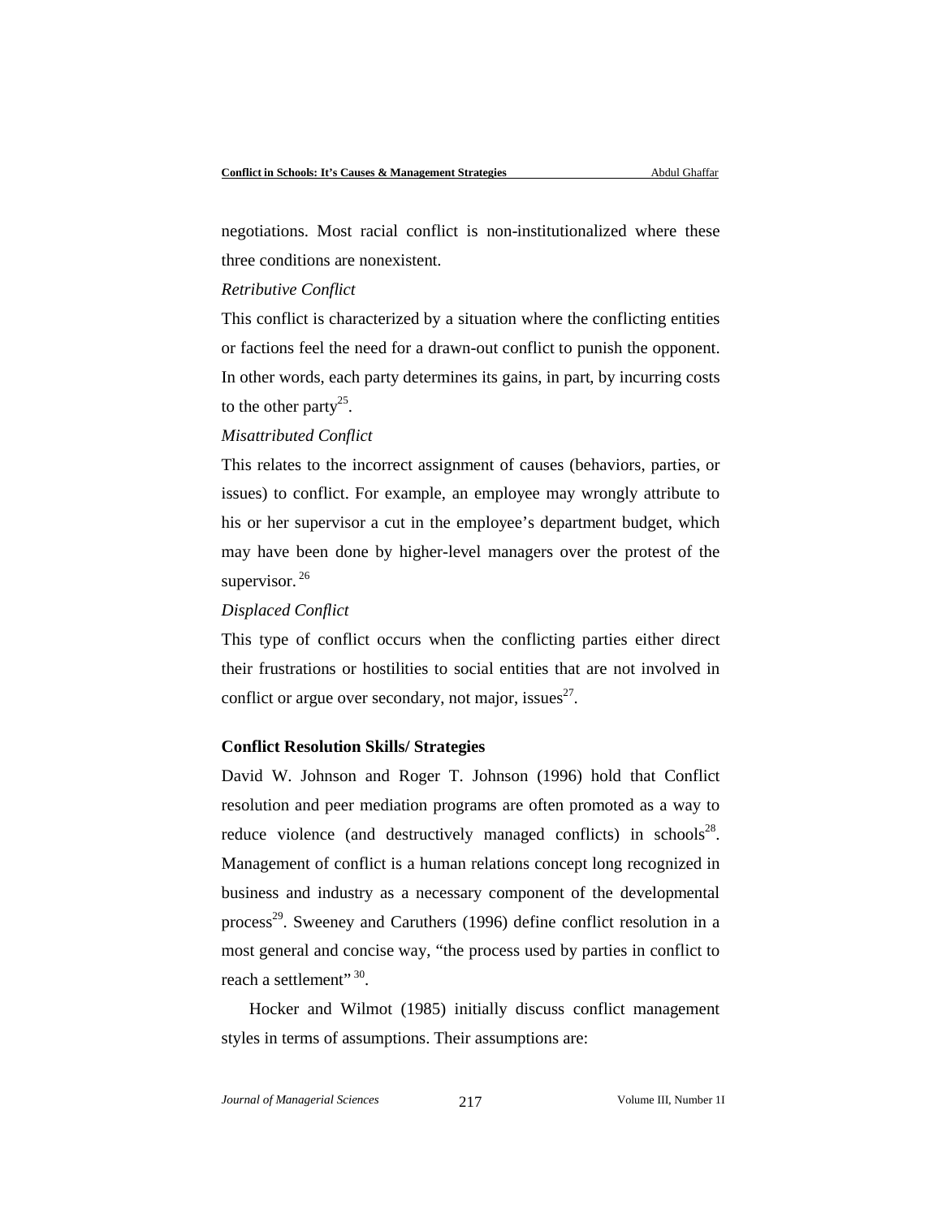negotiations. Most racial conflict is non-institutionalized where these three conditions are nonexistent.

*Retributive Conflict*

This conflict is characterized by a situation where the conflicting entities or factions feel the need for a drawn-out conflict to punish the opponent. In other words, each party determines its gains, in part, by incurring costs to the other party[25].

*Misattributed Conflict*

This relates to the incorrect assignment of causes (behaviors, parties, or issues) to conflict. For example, an employee may wrongly attribute to his or her supervisor a cut in the employee's department budget, which may have been done by higher-level managers over the protest of the supervisor. [26]

*Displaced Conflict*

This type of conflict occurs when the conflicting parties either direct their frustrations or hostilities to social entities that are not involved in conflict or argue over secondary, not major, issues[27].

**Conflict Resolution Skills/ Strategies**

David W. Johnson and Roger T. Johnson (1996) hold that Conflict resolution and peer mediation programs are often promoted as a way to reduce violence (and destructively managed conflicts) in schools[28]. Management of conflict is a human relations concept long recognized in business and industry as a necessary component of the developmental process[29]. Sweeney and Caruthers (1996) define conflict resolution in a most general and concise way, "the process used by parties in conflict to reach a settlement" [30].

Hocker and Wilmot (1985) initially discuss conflict management styles in terms of assumptions. Their assumptions are: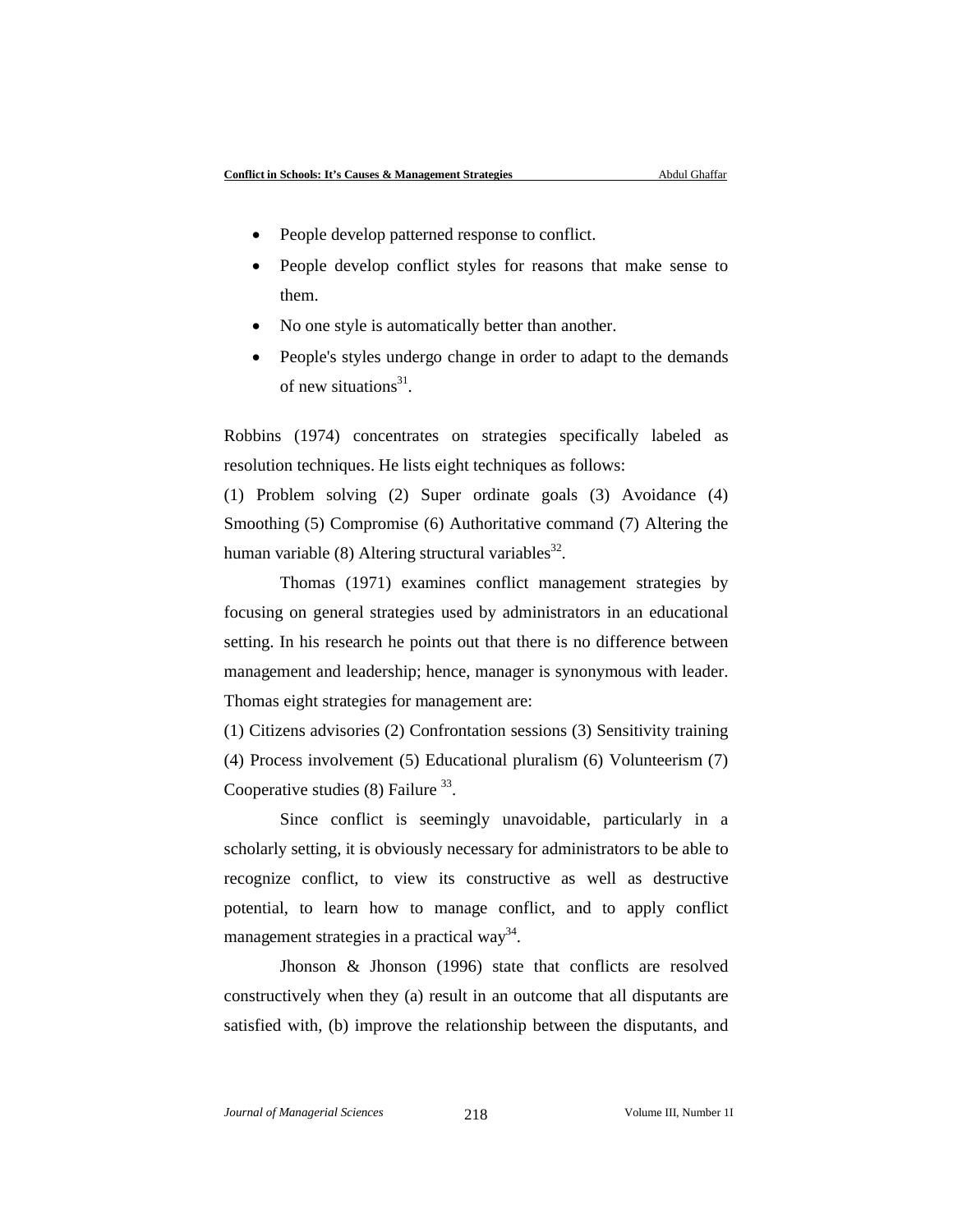- People develop patterned response to conflict.
- People develop conflict styles for reasons that make sense to them.
- No one style is automatically better than another.
- People's styles undergo change in order to adapt to the demands of new situations[31].

Robbins (1974) concentrates on strategies specifically labeled as resolution techniques. He lists eight techniques as follows:

(1) Problem solving (2) Super ordinate goals (3) Avoidance (4) Smoothing (5) Compromise (6) Authoritative command (7) Altering the human variable (8) Altering structural variables[32].

Thomas (1971) examines conflict management strategies by focusing on general strategies used by administrators in an educational setting. In his research he points out that there is no difference between management and leadership; hence, manager is synonymous with leader. Thomas eight strategies for management are:

(1) Citizens advisories (2) Confrontation sessions (3) Sensitivity training (4) Process involvement (5) Educational pluralism (6) Volunteerism (7) Cooperative studies (8) Failure [33].

Since conflict is seemingly unavoidable, particularly in a scholarly setting, it is obviously necessary for administrators to be able to recognize conflict, to view its constructive as well as destructive potential, to learn how to manage conflict, and to apply conflict management strategies in a practical way[34].

Jhonson & Jhonson (1996) state that conflicts are resolved constructively when they (a) result in an outcome that all disputants are satisfied with, (b) improve the relationship between the disputants, and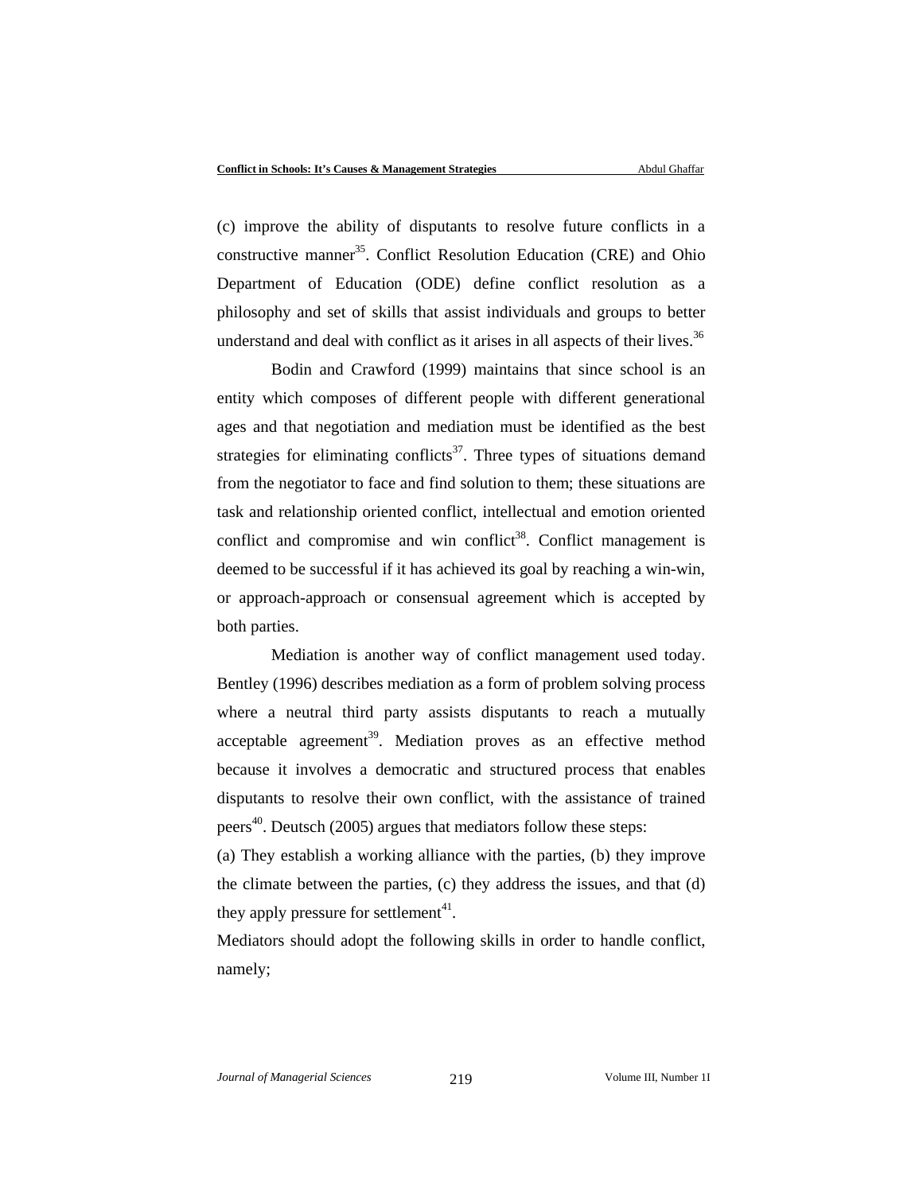(c) improve the ability of disputants to resolve future conflicts in a constructive manner[35]. Conflict Resolution Education (CRE) and Ohio Department of Education (ODE) define conflict resolution as a philosophy and set of skills that assist individuals and groups to better understand and deal with conflict as it arises in all aspects of their lives.[36]

Bodin and Crawford (1999) maintains that since school is an entity which composes of different people with different generational ages and that negotiation and mediation must be identified as the best strategies for eliminating conflicts[37]. Three types of situations demand from the negotiator to face and find solution to them; these situations are task and relationship oriented conflict, intellectual and emotion oriented conflict and compromise and win conflict[38]. Conflict management is deemed to be successful if it has achieved its goal by reaching a win-win, or approach-approach or consensual agreement which is accepted by both parties.

Mediation is another way of conflict management used today. Bentley (1996) describes mediation as a form of problem solving process where a neutral third party assists disputants to reach a mutually acceptable agreement[39]. Mediation proves as an effective method because it involves a democratic and structured process that enables disputants to resolve their own conflict, with the assistance of trained peers[40]. Deutsch (2005) argues that mediators follow these steps:

(a) They establish a working alliance with the parties, (b) they improve the climate between the parties, (c) they address the issues, and that (d) they apply pressure for settlement[41].

Mediators should adopt the following skills in order to handle conflict, namely;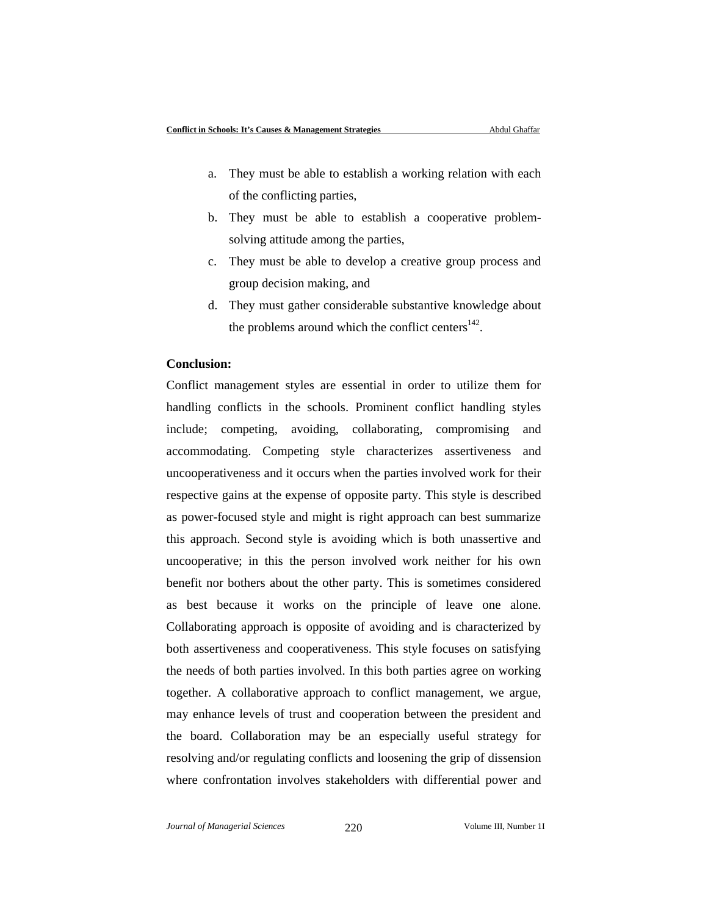a. They must be able to establish a working relation with each of the conflicting parties,
b. They must be able to establish a cooperative problem-solving attitude among the parties,
c. They must be able to develop a creative group process and group decision making, and
d. They must gather considerable substantive knowledge about the problems around which the conflict centers[142].

**Conclusion:**

Conflict management styles are essential in order to utilize them for handling conflicts in the schools. Prominent conflict handling styles include; competing, avoiding, collaborating, compromising and accommodating. Competing style characterizes assertiveness and uncooperativeness and it occurs when the parties involved work for their respective gains at the expense of opposite party. This style is described as power-focused style and might is right approach can best summarize this approach. Second style is avoiding which is both unassertive and uncooperative; in this the person involved work neither for his own benefit nor bothers about the other party. This is sometimes considered as best because it works on the principle of leave one alone. Collaborating approach is opposite of avoiding and is characterized by both assertiveness and cooperativeness. This style focuses on satisfying the needs of both parties involved. In this both parties agree on working together. A collaborative approach to conflict management, we argue, may enhance levels of trust and cooperation between the president and the board. Collaboration may be an especially useful strategy for resolving and/or regulating conflicts and loosening the grip of dissension where confrontation involves stakeholders with differential power and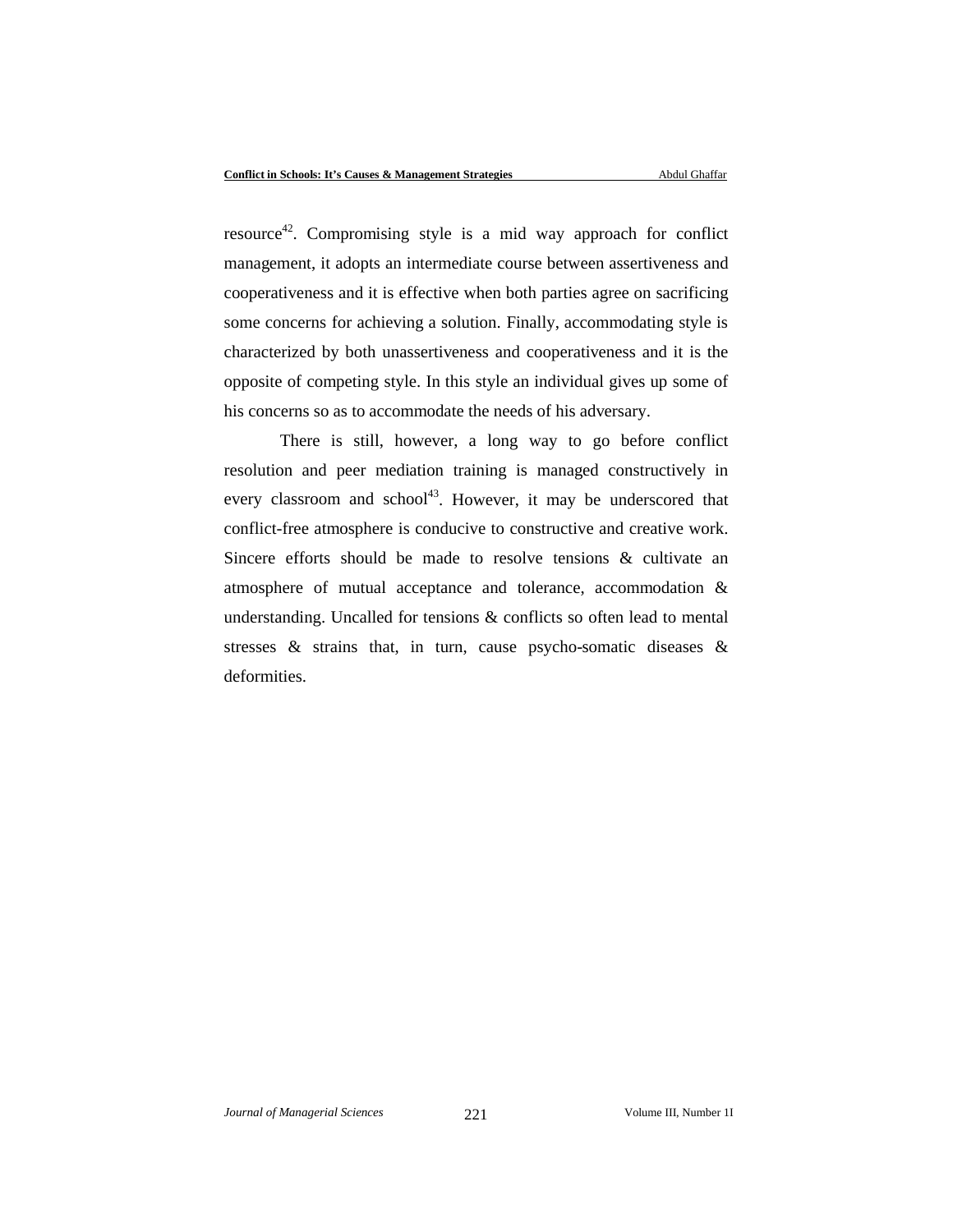resource[42]. Compromising style is a mid way approach for conflict management, it adopts an intermediate course between assertiveness and cooperativeness and it is effective when both parties agree on sacrificing some concerns for achieving a solution. Finally, accommodating style is characterized by both unassertiveness and cooperativeness and it is the opposite of competing style. In this style an individual gives up some of his concerns so as to accommodate the needs of his adversary.

There is still, however, a long way to go before conflict resolution and peer mediation training is managed constructively in every classroom and school[43]. However, it may be underscored that conflict-free atmosphere is conducive to constructive and creative work. Sincere efforts should be made to resolve tensions & cultivate an atmosphere of mutual acceptance and tolerance, accommodation & understanding. Uncalled for tensions & conflicts so often lead to mental stresses & strains that, in turn, cause psycho-somatic diseases & deformities.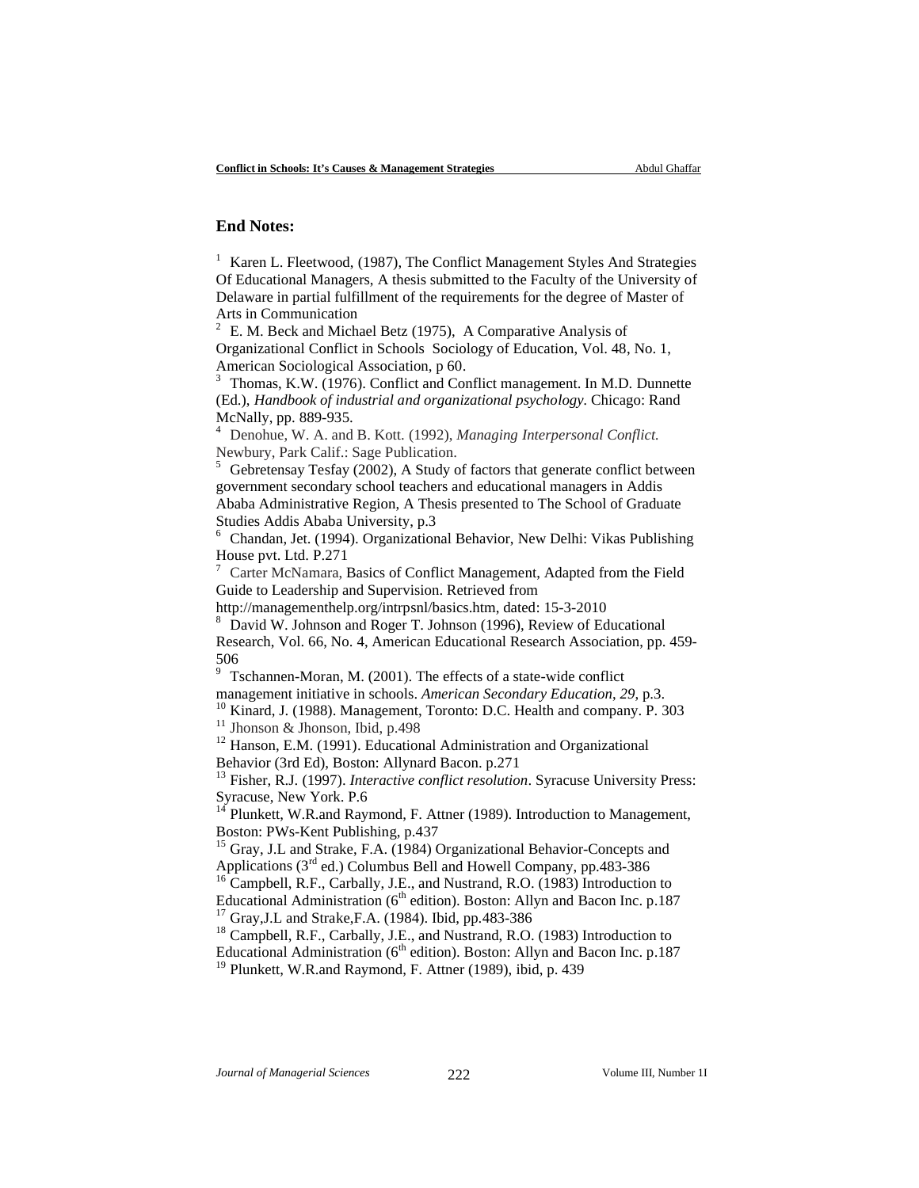## End Notes:

[1] Karen L. Fleetwood, (1987), The Conflict Management Styles And Strategies Of Educational Managers, A thesis submitted to the Faculty of the University of Delaware in partial fulfillment of the requirements for the degree of Master of Arts in Communication

[2] E. M. Beck and Michael Betz (1975), A Comparative Analysis of Organizational Conflict in Schools Sociology of Education, Vol. 48, No. 1, American Sociological Association, p 60.

[3] Thomas, K.W. (1976). Conflict and Conflict management. In M.D. Dunnette (Ed.), *Handbook of industrial and organizational psychology*. Chicago: Rand McNally, pp. 889-935.

[4] Denohue, W. A. and B. Kott. (1992), *Managing Interpersonal Conflict.* Newbury, Park Calif.: Sage Publication.

[5] Gebretensay Tesfay (2002), A Study of factors that generate conflict between government secondary school teachers and educational managers in Addis Ababa Administrative Region, A Thesis presented to The School of Graduate Studies Addis Ababa University, p.3

[6] Chandan, Jet. (1994). Organizational Behavior, New Delhi: Vikas Publishing House pvt. Ltd. P.271

[7] Carter McNamara, Basics of Conflict Management, Adapted from the Field Guide to Leadership and Supervision. Retrieved from http://managementhelp.org/intrpsnl/basics.htm, dated: 15-3-2010

[8] David W. Johnson and Roger T. Johnson (1996), Review of Educational Research, Vol. 66, No. 4, American Educational Research Association, pp. 459-506

[9] Tschannen-Moran, M. (2001). The effects of a state-wide conflict management initiative in schools. *American Secondary Education*, *29*, p.3.

[10] Kinard, J. (1988). Management, Toronto: D.C. Health and company. P. 303

[11] Jhonson & Jhonson, Ibid, p.498

[12] Hanson, E.M. (1991). Educational Administration and Organizational Behavior (3rd Ed), Boston: Allynard Bacon. p.271

[13] Fisher, R.J. (1997). *Interactive conflict resolution*. Syracuse University Press: Syracuse, New York. P.6

[14] Plunkett, W.R.and Raymond, F. Attner (1989). Introduction to Management, Boston: PWs-Kent Publishing, p.437

[15] Gray, J.L and Strake, F.A. (1984) Organizational Behavior-Concepts and Applications (3rd ed.) Columbus Bell and Howell Company, pp.483-386

[16] Campbell, R.F., Carbally, J.E., and Nustrand, R.O. (1983) Introduction to Educational Administration (6th edition). Boston: Allyn and Bacon Inc. p.187

[17] Gray,J.L and Strake,F.A. (1984). Ibid, pp.483-386

[18] Campbell, R.F., Carbally, J.E., and Nustrand, R.O. (1983) Introduction to Educational Administration (6th edition). Boston: Allyn and Bacon Inc. p.187

[19] Plunkett, W.R.and Raymond, F. Attner (1989), ibid, p. 439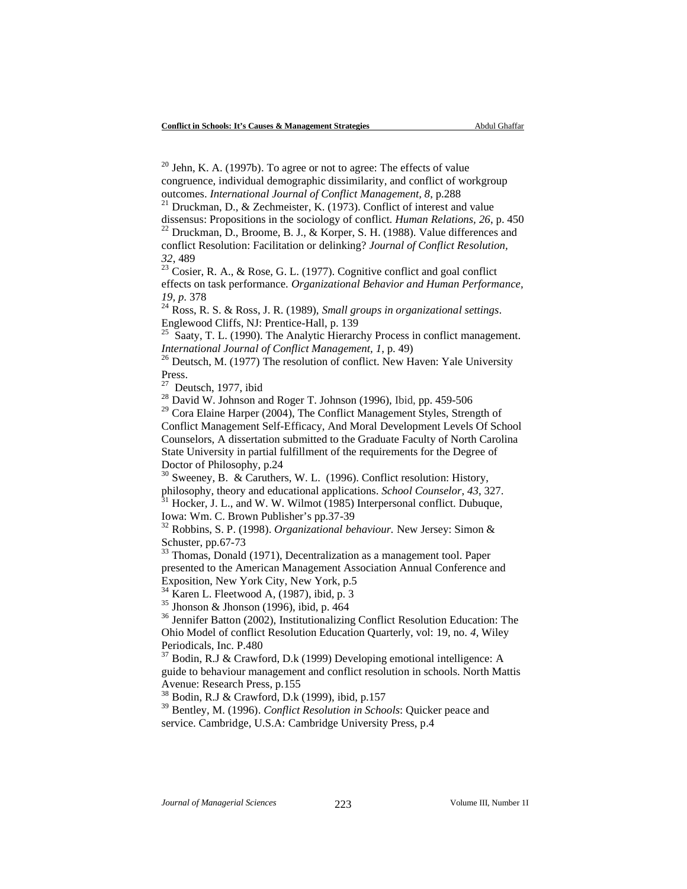[20] Jehn, K. A. (1997b). To agree or not to agree: The effects of value congruence, individual demographic dissimilarity, and conflict of workgroup outcomes. *International Journal of Conflict Management, 8*, p.288

[21] Druckman, D., & Zechmeister, K. (1973). Conflict of interest and value dissensus: Propositions in the sociology of conflict. *Human Relations, 26*, p. 450

[22] Druckman, D., Broome, B. J., & Korper, S. H. (1988). Value differences and conflict Resolution: Facilitation or delinking? *Journal of Conflict Resolution, 32*, 489

[23] Cosier, R. A., & Rose, G. L. (1977). Cognitive conflict and goal conflict effects on task performance. *Organizational Behavior and Human Performance, 19, p.* 378

[24] Ross, R. S. & Ross, J. R. (1989), *Small groups in organizational settings*. Englewood Cliffs, NJ: Prentice-Hall, p. 139

[25] Saaty, T. L. (1990). The Analytic Hierarchy Process in conflict management. *International Journal of Conflict Management, 1*, p. 49)

[26] Deutsch, M. (1977) The resolution of conflict. New Haven: Yale University Press.

[27] Deutsch, 1977, ibid

[28] David W. Johnson and Roger T. Johnson (1996), Ibid, pp. 459-506

[29] Cora Elaine Harper (2004), The Conflict Management Styles, Strength of Conflict Management Self-Efficacy, And Moral Development Levels Of School Counselors, A dissertation submitted to the Graduate Faculty of North Carolina State University in partial fulfillment of the requirements for the Degree of Doctor of Philosophy, p.24

[30] Sweeney, B. & Caruthers, W. L. (1996). Conflict resolution: History, philosophy, theory and educational applications. *School Counselor, 43*, 327.

[31] Hocker, J. L., and W. W. Wilmot (1985) Interpersonal conflict. Dubuque, Iowa: Wm. C. Brown Publisher's pp.37-39

[32] Robbins, S. P. (1998). *Organizational behaviour.* New Jersey: Simon & Schuster, pp.67-73

[33] Thomas, Donald (1971), Decentralization as a management tool. Paper presented to the American Management Association Annual Conference and Exposition, New York City, New York, p.5

[34] Karen L. Fleetwood A, (1987), ibid, p. 3

[35] Jhonson & Jhonson (1996), ibid, p. 464

[36] Jennifer Batton (2002), Institutionalizing Conflict Resolution Education: The Ohio Model of conflict Resolution Education Quarterly, vol: 19, no. *4*, Wiley Periodicals, Inc. P.480

[37] Bodin, R.J & Crawford, D.k (1999) Developing emotional intelligence: A guide to behaviour management and conflict resolution in schools. North Mattis Avenue: Research Press, p.155

[38] Bodin, R.J & Crawford, D.k (1999), ibid, p.157

[39] Bentley, M. (1996). *Conflict Resolution in Schools*: Quicker peace and service. Cambridge, U.S.A: Cambridge University Press, p.4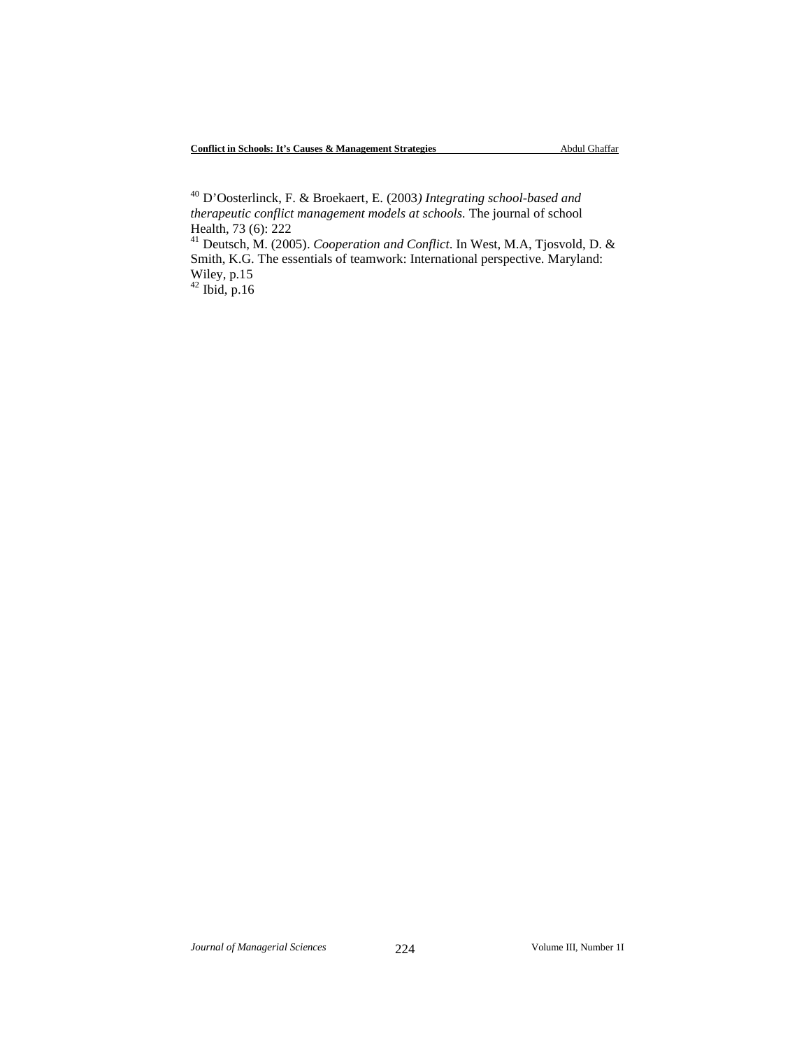[40] D'Oosterlinck, F. & Broekaert, E. (2003*) Integrating school-based and therapeutic conflict management models at schools.* The journal of school Health, 73 (6): 222

[41] Deutsch, M. (2005). *Cooperation and Conflict*. In West, M.A, Tjosvold, D. & Smith, K.G. The essentials of teamwork: International perspective. Maryland: Wiley, p.15

[42] Ibid, p.16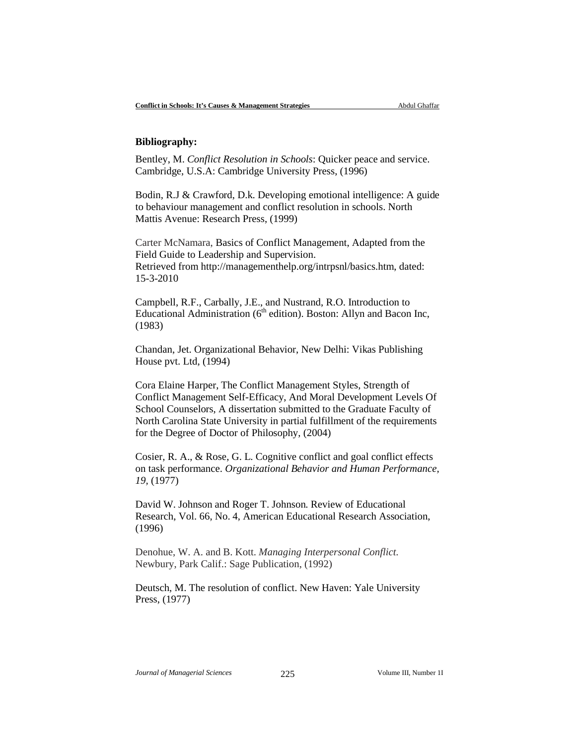**Bibliography:**

Bentley, M. *Conflict Resolution in Schools*: Quicker peace and service. Cambridge, U.S.A: Cambridge University Press, (1996)

Bodin, R.J & Crawford, D.k. Developing emotional intelligence: A guide to behaviour management and conflict resolution in schools. North Mattis Avenue: Research Press, (1999)

Carter McNamara, Basics of Conflict Management, Adapted from the Field Guide to Leadership and Supervision.
Retrieved from http://managementhelp.org/intrpsnl/basics.htm, dated: 15-3-2010

Campbell, R.F., Carbally, J.E., and Nustrand, R.O. Introduction to Educational Administration (6th edition). Boston: Allyn and Bacon Inc, (1983)

Chandan, Jet. Organizational Behavior, New Delhi: Vikas Publishing House pvt. Ltd, (1994)

Cora Elaine Harper, The Conflict Management Styles, Strength of Conflict Management Self-Efficacy, And Moral Development Levels Of School Counselors, A dissertation submitted to the Graduate Faculty of North Carolina State University in partial fulfillment of the requirements for the Degree of Doctor of Philosophy, (2004)

Cosier, R. A., & Rose, G. L. Cognitive conflict and goal conflict effects on task performance. *Organizational Behavior and Human Performance, 19*, (1977)

David W. Johnson and Roger T. Johnson. Review of Educational Research, Vol. 66, No. 4, American Educational Research Association, (1996)

Denohue, W. A. and B. Kott. *Managing Interpersonal Conflict*. Newbury, Park Calif.: Sage Publication, (1992)

Deutsch, M. The resolution of conflict. New Haven: Yale University Press, (1977)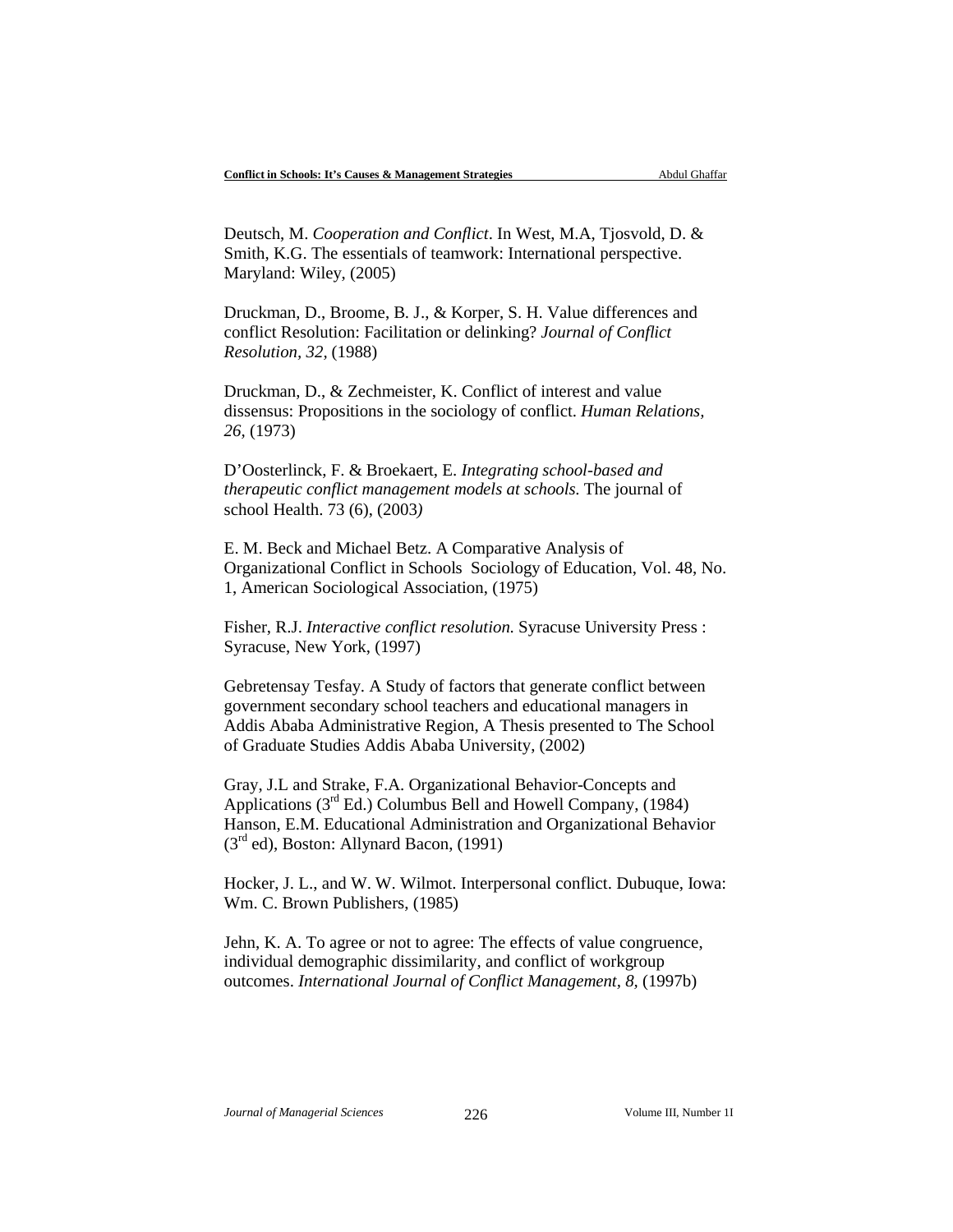Deutsch, M. *Cooperation and Conflict*. In West, M.A, Tjosvold, D. & Smith, K.G. The essentials of teamwork: International perspective. Maryland: Wiley, (2005)

Druckman, D., Broome, B. J., & Korper, S. H. Value differences and conflict Resolution: Facilitation or delinking? *Journal of Conflict Resolution, 32,* (1988)

Druckman, D., & Zechmeister, K. Conflict of interest and value dissensus: Propositions in the sociology of conflict. *Human Relations, 26,* (1973)

D'Oosterlinck, F. & Broekaert, E. *Integrating school-based and therapeutic conflict management models at schools.* The journal of school Health. 73 (6), (2003*)*

E. M. Beck and Michael Betz. A Comparative Analysis of Organizational Conflict in Schools Sociology of Education, Vol. 48, No. 1, American Sociological Association, (1975)

Fisher, R.J. *Interactive conflict resolution.* Syracuse University Press : Syracuse, New York, (1997)

Gebretensay Tesfay. A Study of factors that generate conflict between government secondary school teachers and educational managers in Addis Ababa Administrative Region, A Thesis presented to The School of Graduate Studies Addis Ababa University, (2002)

Gray, J.L and Strake, F.A. Organizational Behavior-Concepts and Applications (3rd Ed.) Columbus Bell and Howell Company, (1984)
Hanson, E.M. Educational Administration and Organizational Behavior (3rd ed), Boston: Allynard Bacon, (1991)

Hocker, J. L., and W. W. Wilmot. Interpersonal conflict. Dubuque, Iowa: Wm. C. Brown Publishers, (1985)

Jehn, K. A. To agree or not to agree: The effects of value congruence, individual demographic dissimilarity, and conflict of workgroup outcomes. *International Journal of Conflict Management, 8,* (1997b)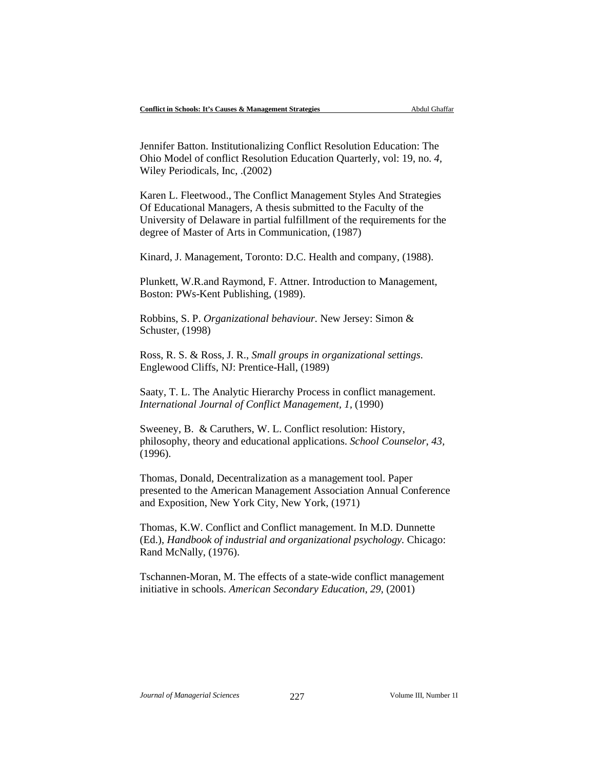Jennifer Batton. Institutionalizing Conflict Resolution Education: The Ohio Model of conflict Resolution Education Quarterly, vol: 19, no. *4*, Wiley Periodicals, Inc, .(2002)

Karen L. Fleetwood., The Conflict Management Styles And Strategies Of Educational Managers, A thesis submitted to the Faculty of the University of Delaware in partial fulfillment of the requirements for the degree of Master of Arts in Communication, (1987)

Kinard, J. Management, Toronto: D.C. Health and company, (1988).

Plunkett, W.R.and Raymond, F. Attner. Introduction to Management, Boston: PWs-Kent Publishing, (1989).

Robbins, S. P. *Organizational behaviour*. New Jersey: Simon & Schuster, (1998)

Ross, R. S. & Ross, J. R., *Small groups in organizational settings*. Englewood Cliffs, NJ: Prentice-Hall, (1989)

Saaty, T. L. The Analytic Hierarchy Process in conflict management. *International Journal of Conflict Management*, *1*, (1990)

Sweeney, B. & Caruthers, W. L. Conflict resolution: History, philosophy, theory and educational applications. *School Counselor*, *43*, (1996).

Thomas, Donald, Decentralization as a management tool. Paper presented to the American Management Association Annual Conference and Exposition, New York City, New York, (1971)

Thomas, K.W. Conflict and Conflict management. In M.D. Dunnette (Ed.), *Handbook of industrial and organizational psychology.* Chicago: Rand McNally, (1976).

Tschannen-Moran, M. The effects of a state-wide conflict management initiative in schools. *American Secondary Education*, *29*, (2001)